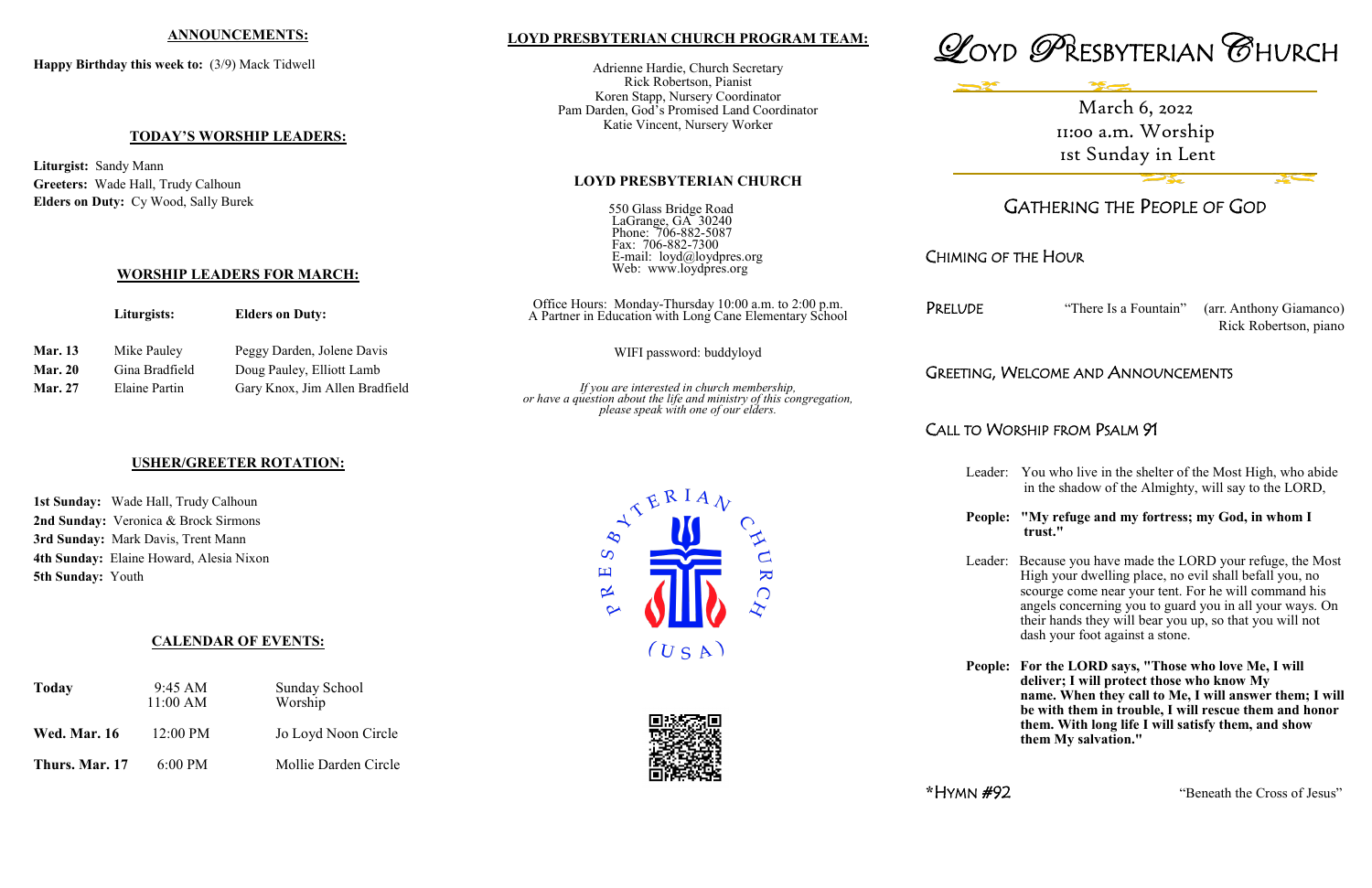## ANNOUNCEMENTS:

**Happy Birthday this week to:** (3/9) Mack Tidwell

## TODAY'S WORSHIP LEADERS:

**Liturgist:** Sandy Mann
**Greeters:** Wade Hall, Trudy Calhoun
**Elders on Duty:** Cy Wood, Sally Burek

## WORSHIP LEADERS FOR MARCH:

| | Liturgists: | Elders on Duty: |
|---|---|---|
| **Mar. 13** | Mike Pauley | Peggy Darden, Jolene Davis |
| **Mar. 20** | Gina Bradfield | Doug Pauley, Elliott Lamb |
| **Mar. 27** | Elaine Partin | Gary Knox, Jim Allen Bradfield |

## USHER/GREETER ROTATION:

**1st Sunday:** Wade Hall, Trudy Calhoun
**2nd Sunday:** Veronica & Brock Sirmons
**3rd Sunday:** Mark Davis, Trent Mann
**4th Sunday:** Elaine Howard, Alesia Nixon
**5th Sunday:** Youth

## CALENDAR OF EVENTS:

| | | |
|---|---|---|
| **Today** | 9:45 AM<br>11:00 AM | Sunday School<br>Worship |
| **Wed. Mar. 16** | 12:00 PM | Jo Loyd Noon Circle |
| **Thurs. Mar. 17** | 6:00 PM | Mollie Darden Circle |

## LOYD PRESBYTERIAN CHURCH PROGRAM TEAM:

Adrienne Hardie, Church Secretary
Rick Robertson, Pianist
Koren Stapp, Nursery Coordinator
Pam Darden, God's Promised Land Coordinator
Katie Vincent, Nursery Worker

## LOYD PRESBYTERIAN CHURCH

550 Glass Bridge Road
LaGrange, GA 30240
Phone: 706-882-5087
Fax: 706-882-7300
E-mail: loyd@loydpres.org
Web: www.loydpres.org

Office Hours: Monday-Thursday 10:00 a.m. to 2:00 p.m.
A Partner in Education with Long Cane Elementary School

WIFI password: buddyloyd

*If you are interested in church membership, or have a question about the life and ministry of this congregation, please speak with one of our elders.*

PRESBYTERIAN CHURCH (USA)

# LOYD PRESBYTERIAN CHURCH

March 6, 2022
11:00 a.m. Worship
1st Sunday in Lent

## GATHERING THE PEOPLE OF GOD

### CHIMING OF THE HOUR

### PRELUDE

"There Is a Fountain" (arr. Anthony Giamanco)
Rick Robertson, piano

### GREETING, WELCOME AND ANNOUNCEMENTS

### CALL TO WORSHIP FROM PSALM 91

Leader: You who live in the shelter of the Most High, who abide in the shadow of the Almighty, will say to the LORD,

**People: "My refuge and my fortress; my God, in whom I trust."**

Leader: Because you have made the LORD your refuge, the Most High your dwelling place, no evil shall befall you, no scourge come near your tent. For he will command his angels concerning you to guard you in all your ways. On their hands they will bear you up, so that you will not dash your foot against a stone.

**People: For the LORD says, "Those who love Me, I will deliver; I will protect those who know My name. When they call to Me, I will answer them; I will be with them in trouble, I will rescue them and honor them. With long life I will satisfy them, and show them My salvation."**

### *HYMN #92

"Beneath the Cross of Jesus"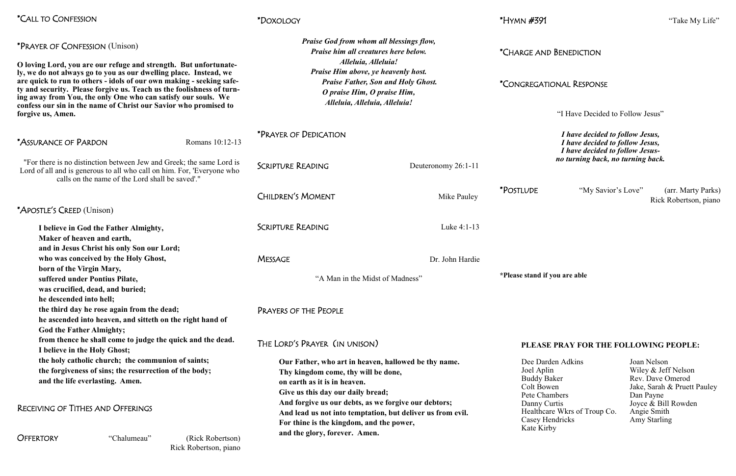### *Call to Confession

### *Prayer of Confession (Unison)

**O loving Lord, you are our refuge and strength. But unfortunately, we do not always go to you as our dwelling place. Instead, we are quick to run to others - idols of our own making - seeking safety and security. Please forgive us. Teach us the foolishness of turning away from You, the only One who can satisfy our souls. We confess our sin in the name of Christ our Savior who promised to forgive us, Amen.**

### *Assurance of Pardon — Romans 10:12-13

"For there is no distinction between Jew and Greek; the same Lord is Lord of all and is generous to all who call on him. For, 'Everyone who calls on the name of the Lord shall be saved'."

### *Apostle's Creed (Unison)

**I believe in God the Father Almighty,**
**Maker of heaven and earth,**
**and in Jesus Christ his only Son our Lord;**
**who was conceived by the Holy Ghost,**
**born of the Virgin Mary,**
**suffered under Pontius Pilate,**
**was crucified, dead, and buried;**
**he descended into hell;**
**the third day he rose again from the dead;**
**he ascended into heaven, and sitteth on the right hand of God the Father Almighty;**
**from thence he shall come to judge the quick and the dead.**
**I believe in the Holy Ghost;**
**the holy catholic church; the communion of saints;**
**the forgiveness of sins; the resurrection of the body;**
**and the life everlasting. Amen.**

### Receiving of Tithes and Offerings

### Offertory — "Chalumeau" (Rick Robertson)

Rick Robertson, piano

### *Doxology

***Praise God from whom all blessings flow,***
***Praise him all creatures here below.***
***Alleluia, Alleluia!***
***Praise Him above, ye heavenly host.***
***Praise Father, Son and Holy Ghost.***
***O praise Him, O praise Him,***
***Alleluia, Alleluia, Alleluia!***

### *Prayer of Dedication

### Scripture Reading — Deuteronomy 26:1-11

### Children's Moment — Mike Pauley

### Scripture Reading — Luke 4:1-13

### Message — Dr. John Hardie

"A Man in the Midst of Madness"

### Prayers of the People

### The Lord's Prayer (in unison)

**Our Father, who art in heaven, hallowed be thy name.**
**Thy kingdom come, thy will be done,**
**on earth as it is in heaven.**
**Give us this day our daily bread;**
**And forgive us our debts, as we forgive our debtors;**
**And lead us not into temptation, but deliver us from evil.**
**For thine is the kingdom, and the power,**
**and the glory, forever. Amen.**

### *Hymn #391 — "Take My Life"

### *Charge and Benediction

### *Congregational Response

"I Have Decided to Follow Jesus"

***I have decided to follow Jesus,***
***I have decided to follow Jesus,***
***I have decided to follow Jesus-***
***no turning back, no turning back.***

### *Postlude — "My Savior's Love" (arr. Marty Parks)

Rick Robertson, piano

**\*Please stand if you are able**

## PLEASE PRAY FOR THE FOLLOWING PEOPLE:

- Dee Darden Adkins
- Joel Aplin
- Buddy Baker
- Colt Bowen
- Pete Chambers
- Danny Curtis
- Healthcare Wkrs of Troup Co.
- Casey Hendricks
- Kate Kirby
- Joan Nelson
- Wiley & Jeff Nelson
- Rev. Dave Omerod
- Jake, Sarah & Pruett Pauley
- Dan Payne
- Joyce & Bill Rowden
- Angie Smith
- Amy Starling